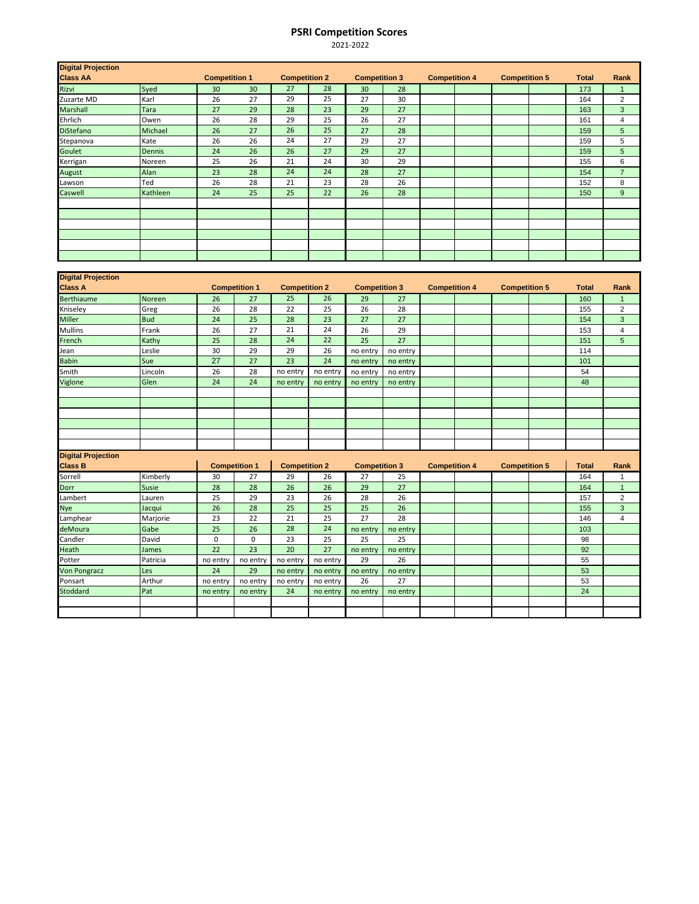# PSRI Competition Scores

2021-2022

| Digital Projection Class AA | | Competition 1 | | Competition 2 | | Competition 3 | | Competition 4 | | Competition 5 | | Total | Rank |
|---|---|---|---|---|---|---|---|---|---|---|---|---|---|
| Rizvi | Syed | 30 | 30 | 27 | 28 | 30 | 28 | | | | | 173 | 1 |
| Zuzarte MD | Karl | 26 | 27 | 29 | 25 | 27 | 30 | | | | | 164 | 2 |
| Marshall | Tara | 27 | 29 | 28 | 23 | 29 | 27 | | | | | 163 | 3 |
| Ehrlich | Owen | 26 | 28 | 29 | 25 | 26 | 27 | | | | | 161 | 4 |
| DiStefano | Michael | 26 | 27 | 26 | 25 | 27 | 28 | | | | | 159 | 5 |
| Stepanova | Kate | 26 | 26 | 24 | 27 | 29 | 27 | | | | | 159 | 5 |
| Goulet | Dennis | 24 | 26 | 26 | 27 | 29 | 27 | | | | | 159 | 5 |
| Kerrigan | Noreen | 25 | 26 | 21 | 24 | 30 | 29 | | | | | 155 | 6 |
| August | Alan | 23 | 28 | 24 | 24 | 28 | 27 | | | | | 154 | 7 |
| Lawson | Ted | 26 | 28 | 21 | 23 | 28 | 26 | | | | | 152 | 8 |
| Caswell | Kathleen | 24 | 25 | 25 | 22 | 26 | 28 | | | | | 150 | 9 |

| Digital Projection Class A | | Competition 1 | | Competition 2 | | Competition 3 | | Competition 4 | | Competition 5 | | Total | Rank |
|---|---|---|---|---|---|---|---|---|---|---|---|---|---|
| Berthiaume | Noreen | 26 | 27 | 25 | 26 | 29 | 27 | | | | | 160 | 1 |
| Kniseley | Greg | 26 | 28 | 22 | 25 | 26 | 28 | | | | | 155 | 2 |
| Miller | Bud | 24 | 25 | 28 | 23 | 27 | 27 | | | | | 154 | 3 |
| Mullins | Frank | 26 | 27 | 21 | 24 | 26 | 29 | | | | | 153 | 4 |
| French | Kathy | 25 | 28 | 24 | 22 | 25 | 27 | | | | | 151 | 5 |
| Jean | Leslie | 30 | 29 | 29 | 26 | no entry | no entry | | | | | 114 | |
| Babin | Sue | 27 | 27 | 23 | 24 | no entry | no entry | | | | | 101 | |
| Smith | Lincoln | 26 | 28 | no entry | no entry | no entry | no entry | | | | | 54 | |
| Viglone | Glen | 24 | 24 | no entry | no entry | no entry | no entry | | | | | 48 | |

| Digital Projection Class B | | Competition 1 | | Competition 2 | | Competition 3 | | Competition 4 | | Competition 5 | | Total | Rank |
|---|---|---|---|---|---|---|---|---|---|---|---|---|---|
| Sorrell | Kimberly | 30 | 27 | 29 | 26 | 27 | 25 | | | | | 164 | 1 |
| Dorr | Susie | 28 | 28 | 26 | 26 | 29 | 27 | | | | | 164 | 1 |
| Lambert | Lauren | 25 | 29 | 23 | 26 | 28 | 26 | | | | | 157 | 2 |
| Nye | Jacqui | 26 | 28 | 25 | 25 | 25 | 26 | | | | | 155 | 3 |
| Lamphear | Marjorie | 23 | 22 | 21 | 25 | 27 | 28 | | | | | 146 | 4 |
| deMoura | Gabe | 25 | 26 | 28 | 24 | no entry | no entry | | | | | 103 | |
| Candler | David | 0 | 0 | 23 | 25 | 25 | 25 | | | | | 98 | |
| Heath | James | 22 | 23 | 20 | 27 | no entry | no entry | | | | | 92 | |
| Potter | Patricia | no entry | no entry | no entry | no entry | 29 | 26 | | | | | 55 | |
| Von Pongracz | Les | 24 | 29 | no entry | no entry | no entry | no entry | | | | | 53 | |
| Ponsart | Arthur | no entry | no entry | no entry | no entry | 26 | 27 | | | | | 53 | |
| Stoddard | Pat | no entry | no entry | 24 | no entry | no entry | no entry | | | | | 24 | |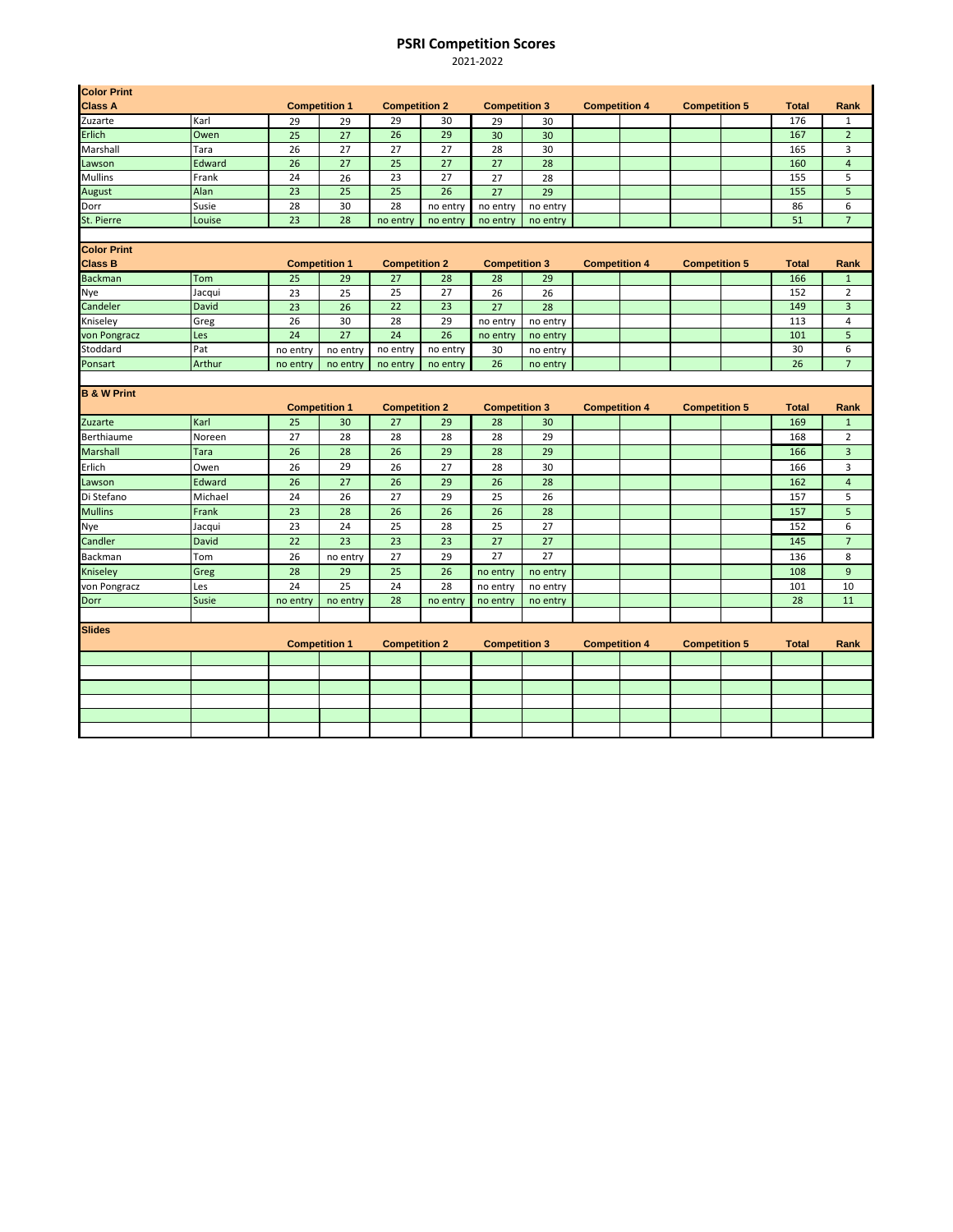# PSRI Competition Scores

2021-2022

| Color Print Class A | | Competition 1 | | Competition 2 | | Competition 3 | | Competition 4 | | Competition 5 | | Total | Rank |
|---|---|---|---|---|---|---|---|---|---|---|---|---|---|
| Zuzarte | Karl | 29 | 29 | 29 | 30 | 29 | 30 | | | | | 176 | 1 |
| Erlich | Owen | 25 | 27 | 26 | 29 | 30 | 30 | | | | | 167 | 2 |
| Marshall | Tara | 26 | 27 | 27 | 27 | 28 | 30 | | | | | 165 | 3 |
| Lawson | Edward | 26 | 27 | 25 | 27 | 27 | 28 | | | | | 160 | 4 |
| Mullins | Frank | 24 | 26 | 23 | 27 | 27 | 28 | | | | | 155 | 5 |
| August | Alan | 23 | 25 | 25 | 26 | 27 | 29 | | | | | 155 | 5 |
| Dorr | Susie | 28 | 30 | 28 | no entry | no entry | no entry | | | | | 86 | 6 |
| St. Pierre | Louise | 23 | 28 | no entry | no entry | no entry | no entry | | | | | 51 | 7 |

| Color Print Class B | | Competition 1 | | Competition 2 | | Competition 3 | | Competition 4 | | Competition 5 | | Total | Rank |
|---|---|---|---|---|---|---|---|---|---|---|---|---|---|
| Backman | Tom | 25 | 29 | 27 | 28 | 28 | 29 | | | | | 166 | 1 |
| Nye | Jacqui | 23 | 25 | 25 | 27 | 26 | 26 | | | | | 152 | 2 |
| Candeler | David | 23 | 26 | 22 | 23 | 27 | 28 | | | | | 149 | 3 |
| Kniseley | Greg | 26 | 30 | 28 | 29 | no entry | no entry | | | | | 113 | 4 |
| von Pongracz | Les | 24 | 27 | 24 | 26 | no entry | no entry | | | | | 101 | 5 |
| Stoddard | Pat | no entry | no entry | no entry | no entry | 30 | no entry | | | | | 30 | 6 |
| Ponsart | Arthur | no entry | no entry | no entry | no entry | 26 | no entry | | | | | 26 | 7 |

| B & W Print | | Competition 1 | | Competition 2 | | Competition 3 | | Competition 4 | | Competition 5 | | Total | Rank |
|---|---|---|---|---|---|---|---|---|---|---|---|---|---|
| Zuzarte | Karl | 25 | 30 | 27 | 29 | 28 | 30 | | | | | 169 | 1 |
| Berthiaume | Noreen | 27 | 28 | 28 | 28 | 28 | 29 | | | | | 168 | 2 |
| Marshall | Tara | 26 | 28 | 26 | 29 | 28 | 29 | | | | | 166 | 3 |
| Erlich | Owen | 26 | 29 | 26 | 27 | 28 | 30 | | | | | 166 | 3 |
| Lawson | Edward | 26 | 27 | 26 | 29 | 26 | 28 | | | | | 162 | 4 |
| Di Stefano | Michael | 24 | 26 | 27 | 29 | 25 | 26 | | | | | 157 | 5 |
| Mullins | Frank | 23 | 28 | 26 | 26 | 26 | 28 | | | | | 157 | 5 |
| Nye | Jacqui | 23 | 24 | 25 | 28 | 25 | 27 | | | | | 152 | 6 |
| Candler | David | 22 | 23 | 23 | 23 | 27 | 27 | | | | | 145 | 7 |
| Backman | Tom | 26 | no entry | 27 | 29 | 27 | 27 | | | | | 136 | 8 |
| Kniseley | Greg | 28 | 29 | 25 | 26 | no entry | no entry | | | | | 108 | 9 |
| von Pongracz | Les | 24 | 25 | 24 | 28 | no entry | no entry | | | | | 101 | 10 |
| Dorr | Susie | no entry | no entry | 28 | no entry | no entry | no entry | | | | | 28 | 11 |

| Slides | | Competition 1 | | Competition 2 | | Competition 3 | | Competition 4 | | Competition 5 | | Total | Rank |
|---|---|---|---|---|---|---|---|---|---|---|---|---|---|
| | | | | | | | | | | | | | |